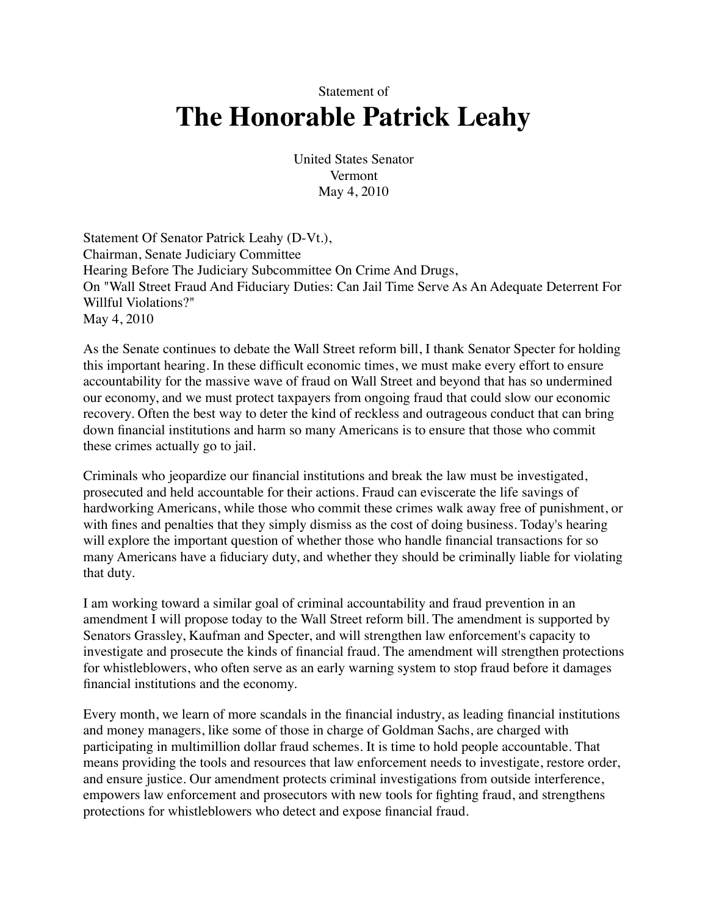Statement of

# The Honorable Patrick Leahy

United States Senator
Vermont
May 4, 2010

Statement Of Senator Patrick Leahy (D-Vt.),
Chairman, Senate Judiciary Committee
Hearing Before The Judiciary Subcommittee On Crime And Drugs,
On "Wall Street Fraud And Fiduciary Duties: Can Jail Time Serve As An Adequate Deterrent For Willful Violations?"
May 4, 2010

As the Senate continues to debate the Wall Street reform bill, I thank Senator Specter for holding this important hearing. In these difficult economic times, we must make every effort to ensure accountability for the massive wave of fraud on Wall Street and beyond that has so undermined our economy, and we must protect taxpayers from ongoing fraud that could slow our economic recovery. Often the best way to deter the kind of reckless and outrageous conduct that can bring down financial institutions and harm so many Americans is to ensure that those who commit these crimes actually go to jail.

Criminals who jeopardize our financial institutions and break the law must be investigated, prosecuted and held accountable for their actions. Fraud can eviscerate the life savings of hardworking Americans, while those who commit these crimes walk away free of punishment, or with fines and penalties that they simply dismiss as the cost of doing business. Today's hearing will explore the important question of whether those who handle financial transactions for so many Americans have a fiduciary duty, and whether they should be criminally liable for violating that duty.

I am working toward a similar goal of criminal accountability and fraud prevention in an amendment I will propose today to the Wall Street reform bill. The amendment is supported by Senators Grassley, Kaufman and Specter, and will strengthen law enforcement's capacity to investigate and prosecute the kinds of financial fraud. The amendment will strengthen protections for whistleblowers, who often serve as an early warning system to stop fraud before it damages financial institutions and the economy.

Every month, we learn of more scandals in the financial industry, as leading financial institutions and money managers, like some of those in charge of Goldman Sachs, are charged with participating in multimillion dollar fraud schemes. It is time to hold people accountable. That means providing the tools and resources that law enforcement needs to investigate, restore order, and ensure justice. Our amendment protects criminal investigations from outside interference, empowers law enforcement and prosecutors with new tools for fighting fraud, and strengthens protections for whistleblowers who detect and expose financial fraud.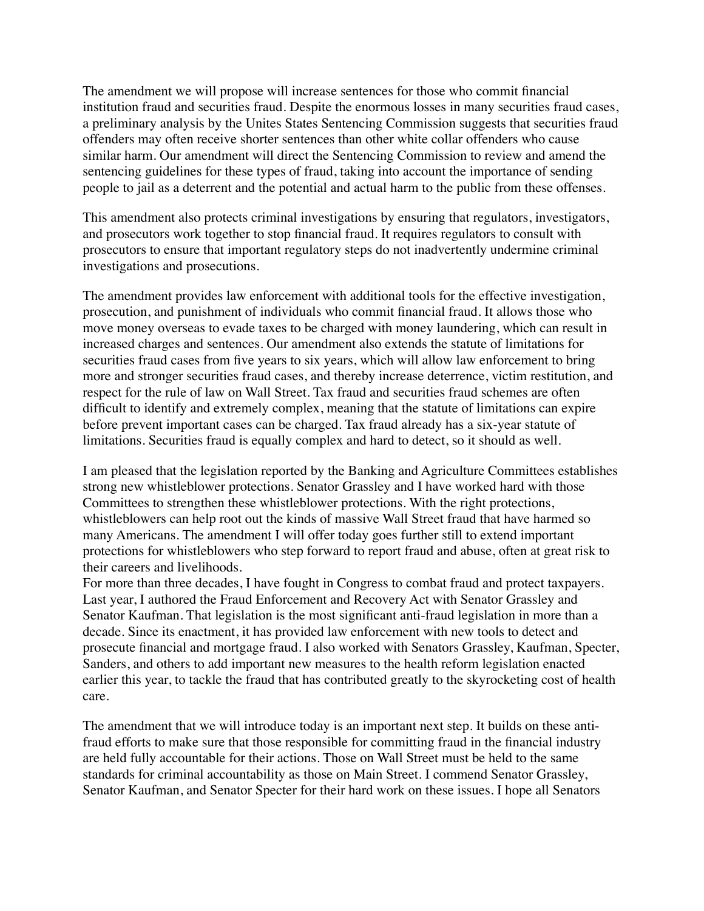The amendment we will propose will increase sentences for those who commit financial institution fraud and securities fraud. Despite the enormous losses in many securities fraud cases, a preliminary analysis by the Unites States Sentencing Commission suggests that securities fraud offenders may often receive shorter sentences than other white collar offenders who cause similar harm. Our amendment will direct the Sentencing Commission to review and amend the sentencing guidelines for these types of fraud, taking into account the importance of sending people to jail as a deterrent and the potential and actual harm to the public from these offenses.

This amendment also protects criminal investigations by ensuring that regulators, investigators, and prosecutors work together to stop financial fraud. It requires regulators to consult with prosecutors to ensure that important regulatory steps do not inadvertently undermine criminal investigations and prosecutions.

The amendment provides law enforcement with additional tools for the effective investigation, prosecution, and punishment of individuals who commit financial fraud. It allows those who move money overseas to evade taxes to be charged with money laundering, which can result in increased charges and sentences. Our amendment also extends the statute of limitations for securities fraud cases from five years to six years, which will allow law enforcement to bring more and stronger securities fraud cases, and thereby increase deterrence, victim restitution, and respect for the rule of law on Wall Street. Tax fraud and securities fraud schemes are often difficult to identify and extremely complex, meaning that the statute of limitations can expire before prevent important cases can be charged. Tax fraud already has a six-year statute of limitations. Securities fraud is equally complex and hard to detect, so it should as well.

I am pleased that the legislation reported by the Banking and Agriculture Committees establishes strong new whistleblower protections. Senator Grassley and I have worked hard with those Committees to strengthen these whistleblower protections. With the right protections, whistleblowers can help root out the kinds of massive Wall Street fraud that have harmed so many Americans. The amendment I will offer today goes further still to extend important protections for whistleblowers who step forward to report fraud and abuse, often at great risk to their careers and livelihoods.

For more than three decades, I have fought in Congress to combat fraud and protect taxpayers. Last year, I authored the Fraud Enforcement and Recovery Act with Senator Grassley and Senator Kaufman. That legislation is the most significant anti-fraud legislation in more than a decade. Since its enactment, it has provided law enforcement with new tools to detect and prosecute financial and mortgage fraud. I also worked with Senators Grassley, Kaufman, Specter, Sanders, and others to add important new measures to the health reform legislation enacted earlier this year, to tackle the fraud that has contributed greatly to the skyrocketing cost of health care.

The amendment that we will introduce today is an important next step. It builds on these anti-fraud efforts to make sure that those responsible for committing fraud in the financial industry are held fully accountable for their actions. Those on Wall Street must be held to the same standards for criminal accountability as those on Main Street. I commend Senator Grassley, Senator Kaufman, and Senator Specter for their hard work on these issues. I hope all Senators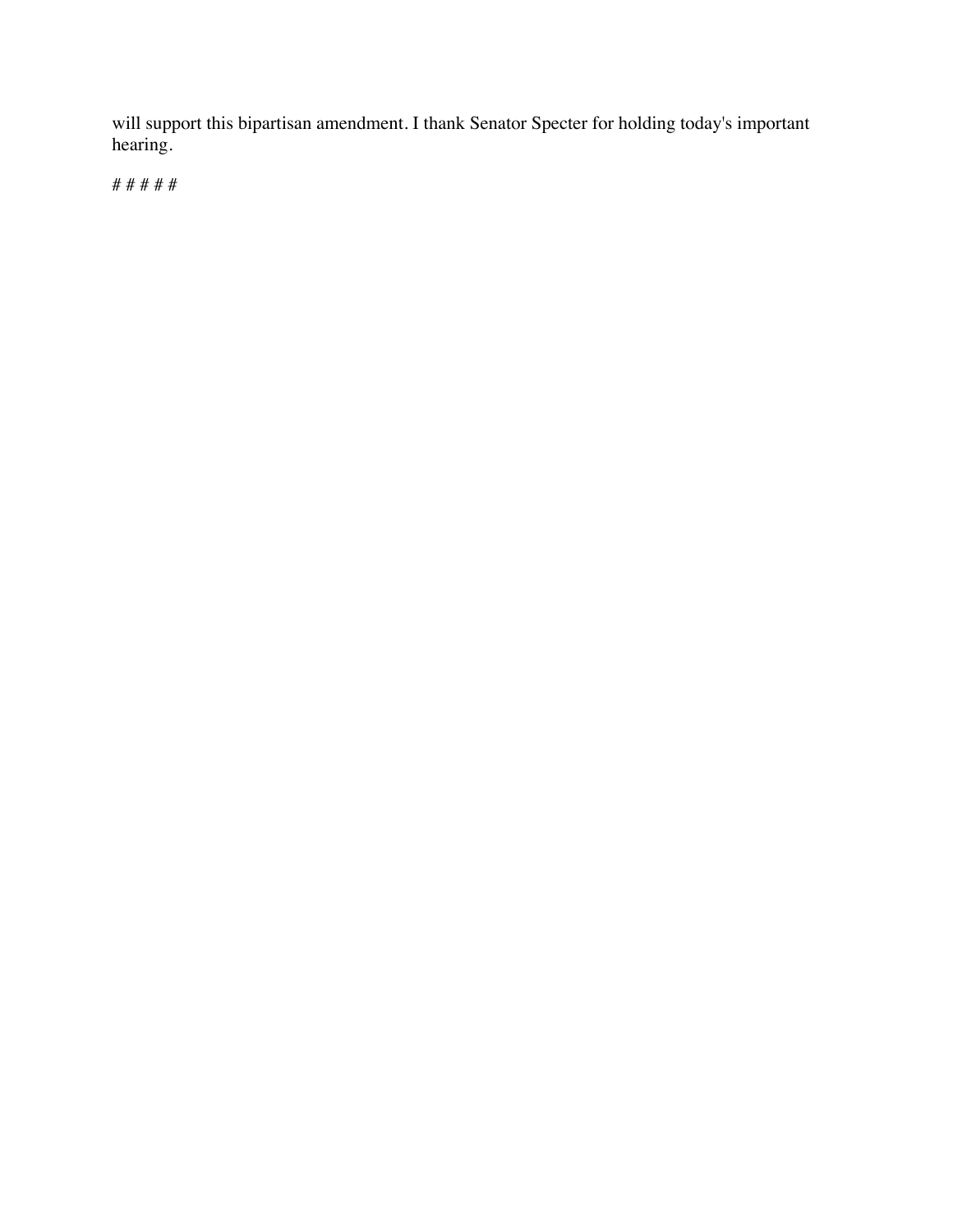will support this bipartisan amendment. I thank Senator Specter for holding today's important hearing.

# # # # #